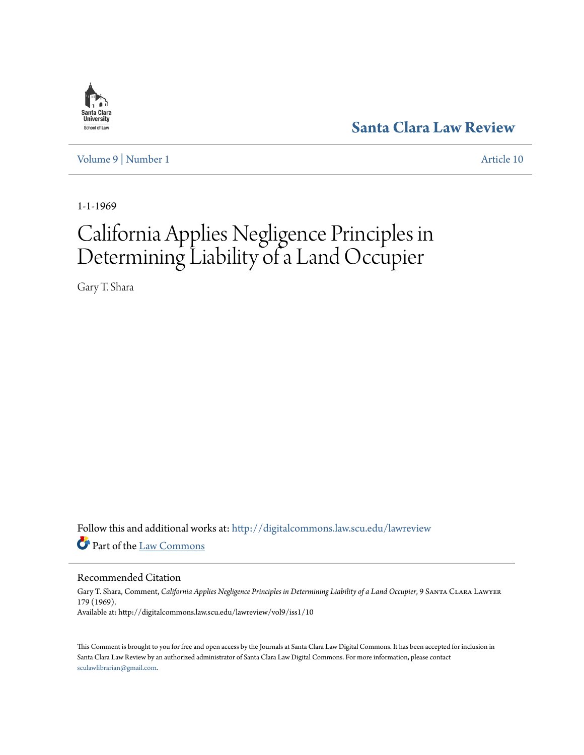Santa Clara Law Review

Volume 9 | Number 1 Article 10

1-1-1969

# California Applies Negligence Principles in Determining Liability of a Land Occupier

Gary T. Shara

Follow this and additional works at: http://digitalcommons.law.scu.edu/lawreview

Part of the Law Commons

## Recommended Citation

Gary T. Shara, Comment, *California Applies Negligence Principles in Determining Liability of a Land Occupier*, 9 Santa Clara Lawyer 179 (1969).
Available at: http://digitalcommons.law.scu.edu/lawreview/vol9/iss1/10

This Comment is brought to you for free and open access by the Journals at Santa Clara Law Digital Commons. It has been accepted for inclusion in Santa Clara Law Review by an authorized administrator of Santa Clara Law Digital Commons. For more information, please contact sculawlibrarian@gmail.com.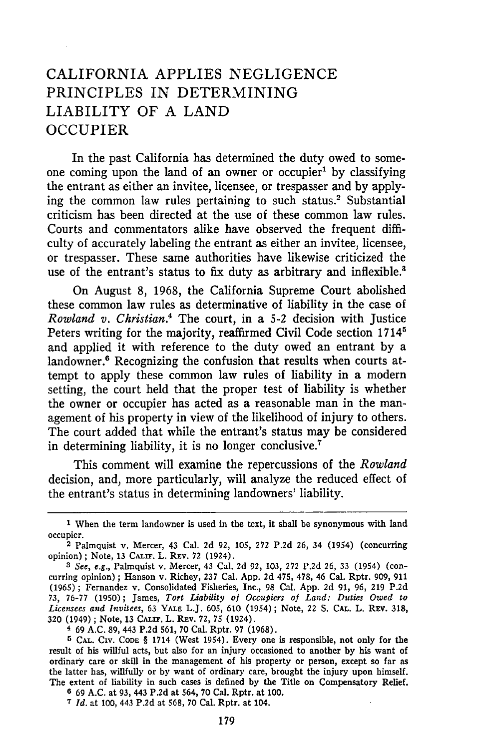# CALIFORNIA APPLIES NEGLIGENCE PRINCIPLES IN DETERMINING LIABILITY OF A LAND OCCUPIER

In the past California has determined the duty owed to someone coming upon the land of an owner or occupier[1] by classifying the entrant as either an invitee, licensee, or trespasser and by applying the common law rules pertaining to such status.[2] Substantial criticism has been directed at the use of these common law rules. Courts and commentators alike have observed the frequent difficulty of accurately labeling the entrant as either an invitee, licensee, or trespasser. These same authorities have likewise criticized the use of the entrant's status to fix duty as arbitrary and inflexible.[3]

On August 8, 1968, the California Supreme Court abolished these common law rules as determinative of liability in the case of *Rowland v. Christian*.[4] The court, in a 5-2 decision with Justice Peters writing for the majority, reaffirmed Civil Code section 1714[5] and applied it with reference to the duty owed an entrant by a landowner.[6] Recognizing the confusion that results when courts attempt to apply these common law rules of liability in a modern setting, the court held that the proper test of liability is whether the owner or occupier has acted as a reasonable man in the management of his property in view of the likelihood of injury to others. The court added that while the entrant's status may be considered in determining liability, it is no longer conclusive.[7]

This comment will examine the repercussions of the *Rowland* decision, and, more particularly, will analyze the reduced effect of the entrant's status in determining landowners' liability.

---

[1] When the term landowner is used in the text, it shall be synonymous with land occupier.

[2] Palmquist v. Mercer, 43 Cal. 2d 92, 105, 272 P.2d 26, 34 (1954) (concurring opinion); Note, 13 CALIF. L. REV. 72 (1924).

[3] *See, e.g.*, Palmquist v. Mercer, 43 Cal. 2d 92, 103, 272 P.2d 26, 33 (1954) (concurring opinion); Hanson v. Richey, 237 Cal. App. 2d 475, 478, 46 Cal. Rptr. 909, 911 (1965); Fernandez v. Consolidated Fisheries, Inc., 98 Cal. App. 2d 91, 96, 219 P.2d 73, 76-77 (1950); James, *Tort Liability of Occupiers of Land: Duties Owed to Licensees and Invitees*, 63 YALE L.J. 605, 610 (1954); Note, 22 S. CAL. L. REV. 318, 320 (1949); Note, 13 CALIF. L. REV. 72, 75 (1924).

[4] 69 A.C. 89, 443 P.2d 561, 70 Cal. Rptr. 97 (1968).

[5] CAL. CIV. CODE § 1714 (West 1954). Every one is responsible, not only for the result of his willful acts, but also for an injury occasioned to another by his want of ordinary care or skill in the management of his property or person, except so far as the latter has, willfully or by want of ordinary care, brought the injury upon himself. The extent of liability in such cases is defined by the Title on Compensatory Relief.

[6] 69 A.C. at 93, 443 P.2d at 564, 70 Cal. Rptr. at 100.

[7] *Id.* at 100, 443 P.2d at 568, 70 Cal. Rptr. at 104.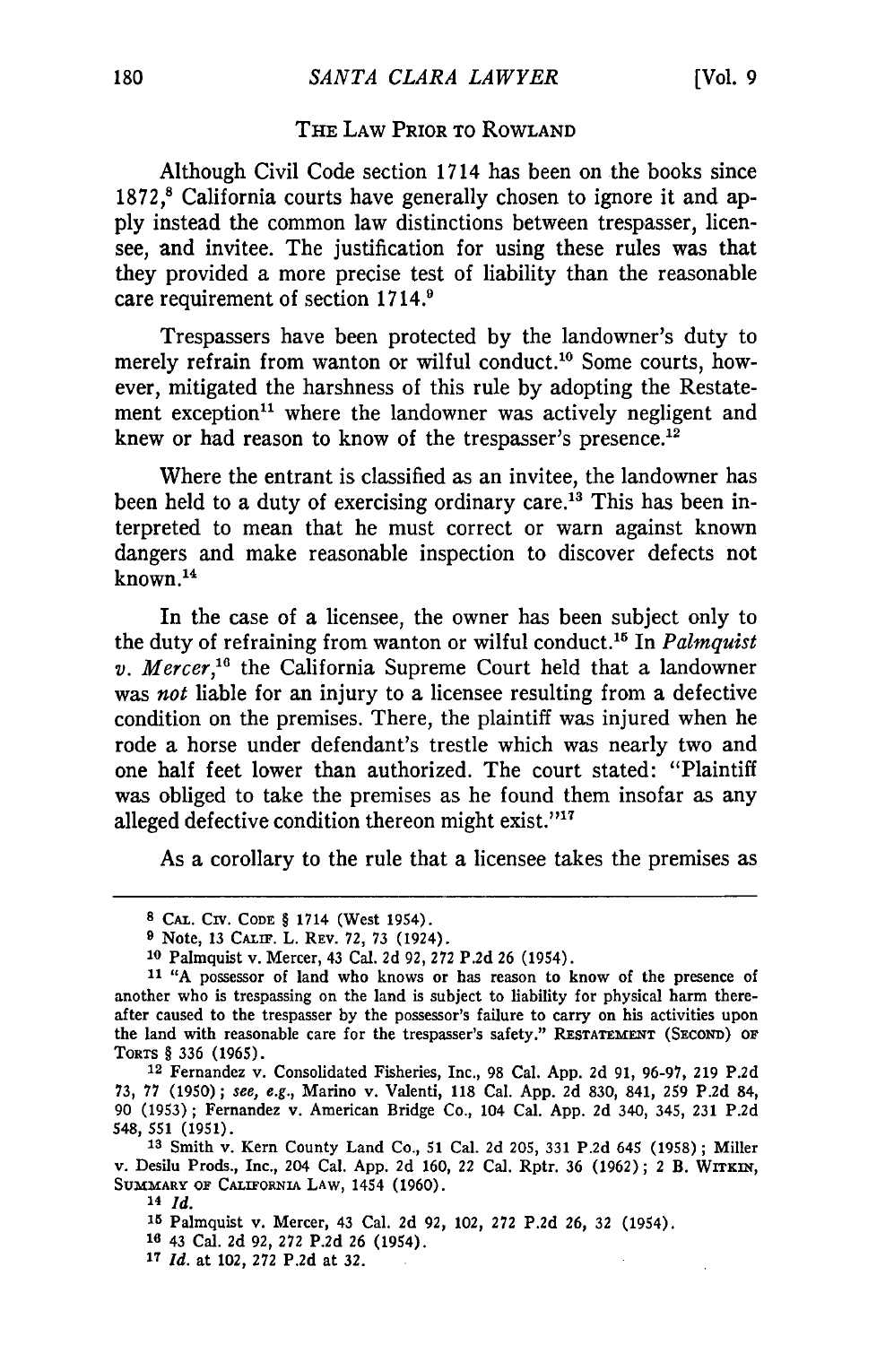## THE LAW PRIOR TO ROWLAND

Although Civil Code section 1714 has been on the books since 1872,[8] California courts have generally chosen to ignore it and apply instead the common law distinctions between trespasser, licensee, and invitee. The justification for using these rules was that they provided a more precise test of liability than the reasonable care requirement of section 1714.[9]

Trespassers have been protected by the landowner's duty to merely refrain from wanton or wilful conduct.[10] Some courts, however, mitigated the harshness of this rule by adopting the Restatement exception[11] where the landowner was actively negligent and knew or had reason to know of the trespasser's presence.[12]

Where the entrant is classified as an invitee, the landowner has been held to a duty of exercising ordinary care.[13] This has been interpreted to mean that he must correct or warn against known dangers and make reasonable inspection to discover defects not known.[14]

In the case of a licensee, the owner has been subject only to the duty of refraining from wanton or wilful conduct.[15] In *Palmquist v. Mercer*,[16] the California Supreme Court held that a landowner was *not* liable for an injury to a licensee resulting from a defective condition on the premises. There, the plaintiff was injured when he rode a horse under defendant's trestle which was nearly two and one half feet lower than authorized. The court stated: "Plaintiff was obliged to take the premises as he found them insofar as any alleged defective condition thereon might exist."[17]

As a corollary to the rule that a licensee takes the premises as

---

[8] CAL. CIV. CODE § 1714 (West 1954).

[9] Note, 13 CALIF. L. REV. 72, 73 (1924).

[10] Palmquist v. Mercer, 43 Cal. 2d 92, 272 P.2d 26 (1954).

[11] "A possessor of land who knows or has reason to know of the presence of another who is trespassing on the land is subject to liability for physical harm thereafter caused to the trespasser by the possessor's failure to carry on his activities upon the land with reasonable care for the trespasser's safety." RESTATEMENT (SECOND) OF TORTS § 336 (1965).

[12] Fernandez v. Consolidated Fisheries, Inc., 98 Cal. App. 2d 91, 96-97, 219 P.2d 73, 77 (1950); *see, e.g.*, Marino v. Valenti, 118 Cal. App. 2d 830, 841, 259 P.2d 84, 90 (1953); Fernandez v. American Bridge Co., 104 Cal. App. 2d 340, 345, 231 P.2d 548, 551 (1951).

[13] Smith v. Kern County Land Co., 51 Cal. 2d 205, 331 P.2d 645 (1958); Miller v. Desilu Prods., Inc., 204 Cal. App. 2d 160, 22 Cal. Rptr. 36 (1962); 2 B. WITKIN, SUMMARY OF CALIFORNIA LAW, 1454 (1960).

[14] *Id.*

[15] Palmquist v. Mercer, 43 Cal. 2d 92, 102, 272 P.2d 26, 32 (1954).

[16] 43 Cal. 2d 92, 272 P.2d 26 (1954).

[17] *Id.* at 102, 272 P.2d at 32.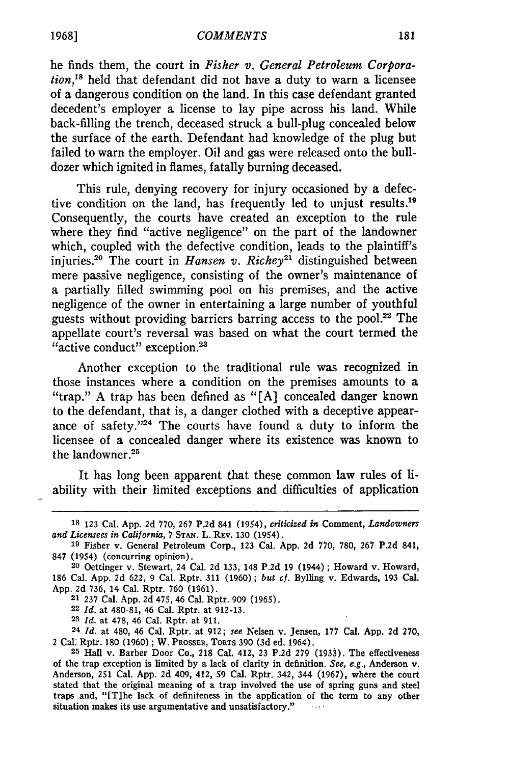he finds them, the court in *Fisher v. General Petroleum Corporation*,[18] held that defendant did not have a duty to warn a licensee of a dangerous condition on the land. In this case defendant granted decedent's employer a license to lay pipe across his land. While back-filling the trench, deceased struck a bull-plug concealed below the surface of the earth. Defendant had knowledge of the plug but failed to warn the employer. Oil and gas were released onto the bulldozer which ignited in flames, fatally burning deceased.

This rule, denying recovery for injury occasioned by a defective condition on the land, has frequently led to unjust results.[19] Consequently, the courts have created an exception to the rule where they find "active negligence" on the part of the landowner which, coupled with the defective condition, leads to the plaintiff's injuries.[20] The court in *Hansen v. Richey*[21] distinguished between mere passive negligence, consisting of the owner's maintenance of a partially filled swimming pool on his premises, and the active negligence of the owner in entertaining a large number of youthful guests without providing barriers barring access to the pool.[22] The appellate court's reversal was based on what the court termed the "active conduct" exception.[23]

Another exception to the traditional rule was recognized in those instances where a condition on the premises amounts to a "trap." A trap has been defined as "[A] concealed danger known to the defendant, that is, a danger clothed with a deceptive appearance of safety."[24] The courts have found a duty to inform the licensee of a concealed danger where its existence was known to the landowner.[25]

It has long been apparent that these common law rules of liability with their limited exceptions and difficulties of application

---

[18] 123 Cal. App. 2d 770, 267 P.2d 841 (1954), *criticized in* Comment, *Landowners and Licensees in California*, 7 STAN. L. REV. 130 (1954).

[19] Fisher v. General Petroleum Corp., 123 Cal. App. 2d 770, 780, 267 P.2d 841, 847 (1954) (concurring opinion).

[20] Oettinger v. Stewart, 24 Cal. 2d 133, 148 P.2d 19 (1944); Howard v. Howard, 186 Cal. App. 2d 622, 9 Cal. Rptr. 311 (1960); *but cf.* Bylling v. Edwards, 193 Cal. App. 2d 736, 14 Cal. Rptr. 760 (1961).

[21] 237 Cal. App. 2d 475, 46 Cal. Rptr. 909 (1965).

[22] *Id.* at 480-81, 46 Cal. Rptr. at 912-13.

[23] *Id.* at 478, 46 Cal. Rptr. at 911.

[24] *Id.* at 480, 46 Cal. Rptr. at 912; *see* Nelsen v. Jensen, 177 Cal. App. 2d 270, 2 Cal. Rptr. 180 (1960); W. PROSSER, TORTS 390 (3d ed. 1964).

[25] Hall v. Barber Door Co., 218 Cal. 412, 23 P.2d 279 (1933). The effectiveness of the trap exception is limited by a lack of clarity in definition. *See, e.g.*, Anderson v. Anderson, 251 Cal. App. 2d 409, 412, 59 Cal. Rptr. 342, 344 (1967), where the court stated that the original meaning of a trap involved the use of spring guns and steel traps and, "[T]he lack of definiteness in the application of the term to any other situation makes its use argumentative and unsatisfactory."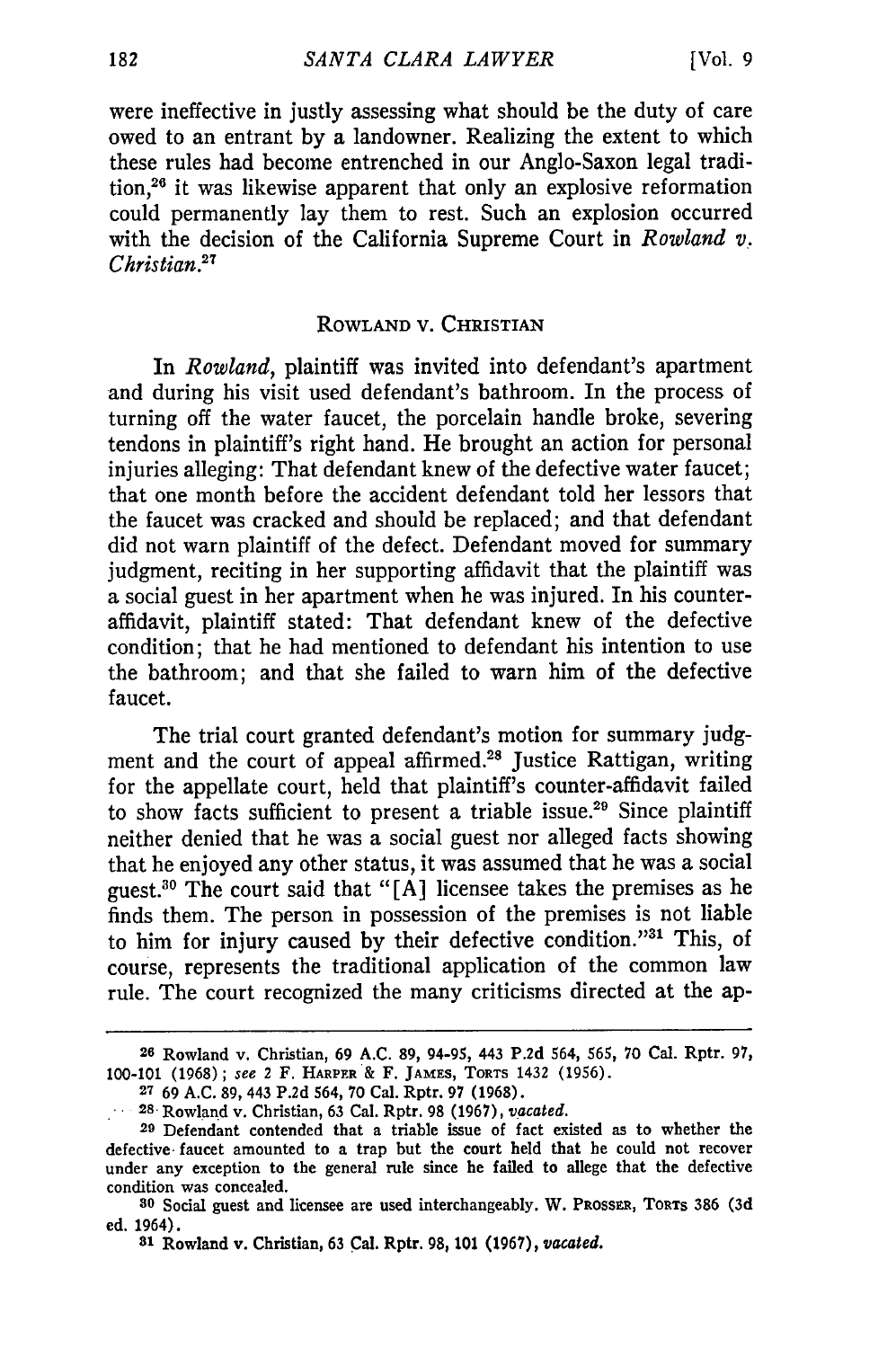were ineffective in justly assessing what should be the duty of care owed to an entrant by a landowner. Realizing the extent to which these rules had become entrenched in our Anglo-Saxon legal tradition,[26] it was likewise apparent that only an explosive reformation could permanently lay them to rest. Such an explosion occurred with the decision of the California Supreme Court in *Rowland v. Christian*.[27]

## ROWLAND V. CHRISTIAN

In *Rowland*, plaintiff was invited into defendant's apartment and during his visit used defendant's bathroom. In the process of turning off the water faucet, the porcelain handle broke, severing tendons in plaintiff's right hand. He brought an action for personal injuries alleging: That defendant knew of the defective water faucet; that one month before the accident defendant told her lessors that the faucet was cracked and should be replaced; and that defendant did not warn plaintiff of the defect. Defendant moved for summary judgment, reciting in her supporting affidavit that the plaintiff was a social guest in her apartment when he was injured. In his counter-affidavit, plaintiff stated: That defendant knew of the defective condition; that he had mentioned to defendant his intention to use the bathroom; and that she failed to warn him of the defective faucet.

The trial court granted defendant's motion for summary judgment and the court of appeal affirmed.[28] Justice Rattigan, writing for the appellate court, held that plaintiff's counter-affidavit failed to show facts sufficient to present a triable issue.[29] Since plaintiff neither denied that he was a social guest nor alleged facts showing that he enjoyed any other status, it was assumed that he was a social guest.[30] The court said that "[A] licensee takes the premises as he finds them. The person in possession of the premises is not liable to him for injury caused by their defective condition."[31] This, of course, represents the traditional application of the common law rule. The court recognized the many criticisms directed at the ap-

---

[26] Rowland v. Christian, 69 A.C. 89, 94-95, 443 P.2d 564, 565, 70 Cal. Rptr. 97, 100-101 (1968); *see* 2 F. HARPER & F. JAMES, TORTS 1432 (1956).

[27] 69 A.C. 89, 443 P.2d 564, 70 Cal. Rptr. 97 (1968).

[28] Rowland v. Christian, 63 Cal. Rptr. 98 (1967), *vacated*.

[29] Defendant contended that a triable issue of fact existed as to whether the defective faucet amounted to a trap but the court held that he could not recover under any exception to the general rule since he failed to allege that the defective condition was concealed.

[30] Social guest and licensee are used interchangeably. W. PROSSER, TORTS 386 (3d ed. 1964).

[31] Rowland v. Christian, 63 Cal. Rptr. 98, 101 (1967), *vacated*.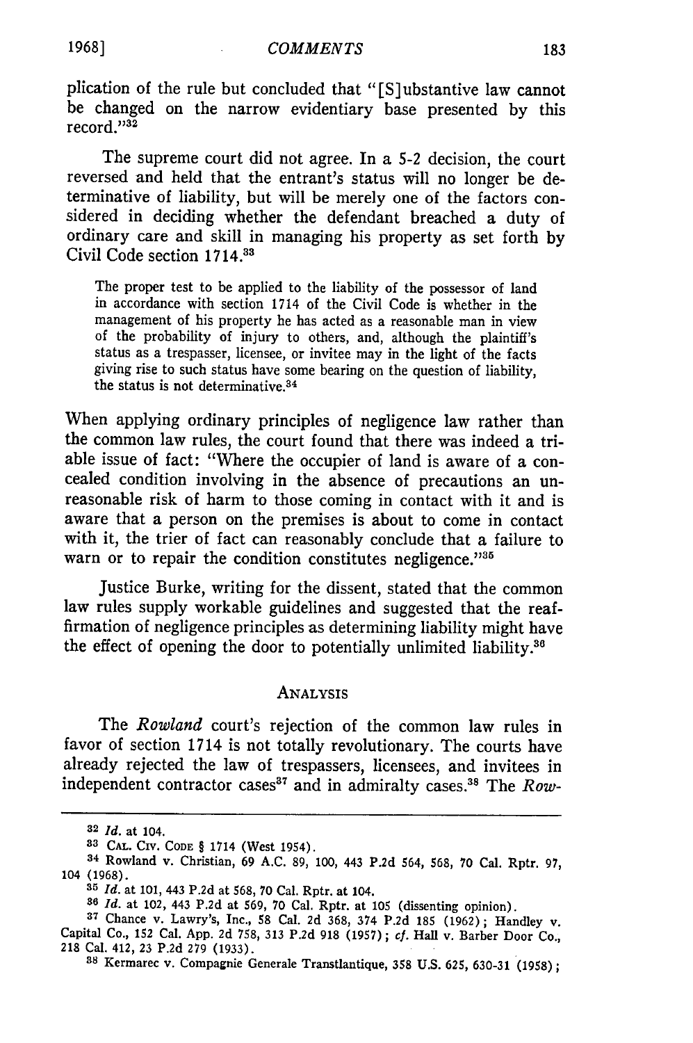plication of the rule but concluded that "[S]ubstantive law cannot be changed on the narrow evidentiary base presented by this record."[32]

The supreme court did not agree. In a 5-2 decision, the court reversed and held that the entrant's status will no longer be determinative of liability, but will be merely one of the factors considered in deciding whether the defendant breached a duty of ordinary care and skill in managing his property as set forth by Civil Code section 1714.[33]

> The proper test to be applied to the liability of the possessor of land in accordance with section 1714 of the Civil Code is whether in the management of his property he has acted as a reasonable man in view of the probability of injury to others, and, although the plaintiff's status as a trespasser, licensee, or invitee may in the light of the facts giving rise to such status have some bearing on the question of liability, the status is not determinative.[34]

When applying ordinary principles of negligence law rather than the common law rules, the court found that there was indeed a triable issue of fact: "Where the occupier of land is aware of a concealed condition involving in the absence of precautions an unreasonable risk of harm to those coming in contact with it and is aware that a person on the premises is about to come in contact with it, the trier of fact can reasonably conclude that a failure to warn or to repair the condition constitutes negligence."[35]

Justice Burke, writing for the dissent, stated that the common law rules supply workable guidelines and suggested that the reaffirmation of negligence principles as determining liability might have the effect of opening the door to potentially unlimited liability.[36]

## ANALYSIS

The *Rowland* court's rejection of the common law rules in favor of section 1714 is not totally revolutionary. The courts have already rejected the law of trespassers, licensees, and invitees in independent contractor cases[37] and in admiralty cases.[38] The *Row-*

---

[32] *Id.* at 104.

[33] CAL. CIV. CODE § 1714 (West 1954).

[34] Rowland v. Christian, 69 A.C. 89, 100, 443 P.2d 564, 568, 70 Cal. Rptr. 97, 104 (1968).

[35] *Id.* at 101, 443 P.2d at 568, 70 Cal. Rptr. at 104.

[36] *Id.* at 102, 443 P.2d at 569, 70 Cal. Rptr. at 105 (dissenting opinion).

[37] Chance v. Lawry's, Inc., 58 Cal. 2d 368, 374 P.2d 185 (1962); Handley v. Capital Co., 152 Cal. App. 2d 758, 313 P.2d 918 (1957); *cf.* Hall v. Barber Door Co., 218 Cal. 412, 23 P.2d 279 (1933).

[38] Kermarec v. Compagnie Generale Transtlantique, 358 U.S. 625, 630-31 (1958);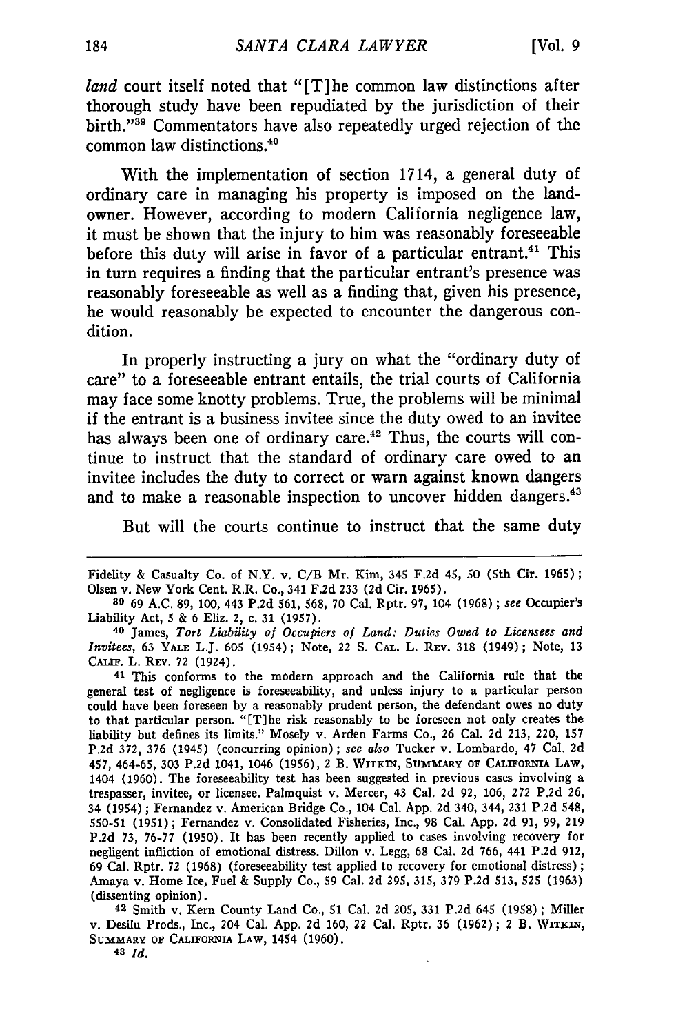*land* court itself noted that "[T]he common law distinctions after thorough study have been repudiated by the jurisdiction of their birth."[39] Commentators have also repeatedly urged rejection of the common law distinctions.[40]

With the implementation of section 1714, a general duty of ordinary care in managing his property is imposed on the landowner. However, according to modern California negligence law, it must be shown that the injury to him was reasonably foreseeable before this duty will arise in favor of a particular entrant.[41] This in turn requires a finding that the particular entrant's presence was reasonably foreseeable as well as a finding that, given his presence, he would reasonably be expected to encounter the dangerous condition.

In properly instructing a jury on what the "ordinary duty of care" to a foreseeable entrant entails, the trial courts of California may face some knotty problems. True, the problems will be minimal if the entrant is a business invitee since the duty owed to an invitee has always been one of ordinary care.[42] Thus, the courts will continue to instruct that the standard of ordinary care owed to an invitee includes the duty to correct or warn against known dangers and to make a reasonable inspection to uncover hidden dangers.[43]

But will the courts continue to instruct that the same duty

---

Fidelity & Casualty Co. of N.Y. v. C/B Mr. Kim, 345 F.2d 45, 50 (5th Cir. 1965); Olsen v. New York Cent. R.R. Co., 341 F.2d 233 (2d Cir. 1965).

39 69 A.C. 89, 100, 443 P.2d 561, 568, 70 Cal. Rptr. 97, 104 (1968); *see* Occupier's Liability Act, 5 & 6 Eliz. 2, c. 31 (1957).

40 James, *Tort Liability of Occupiers of Land: Duties Owed to Licensees and Invitees*, 63 YALE L.J. 605 (1954); Note, 22 S. CAL. L. REV. 318 (1949); Note, 13 CALIF. L. REV. 72 (1924).

41 This conforms to the modern approach and the California rule that the general test of negligence is foreseeability, and unless injury to a particular person could have been foreseen by a reasonably prudent person, the defendant owes no duty to that particular person. "[T]he risk reasonably to be foreseen not only creates the liability but defines its limits." Mosely v. Arden Farms Co., 26 Cal. 2d 213, 220, 157 P.2d 372, 376 (1945) (concurring opinion); *see also* Tucker v. Lombardo, 47 Cal. 2d 457, 464-65, 303 P.2d 1041, 1046 (1956), 2 B. WITKIN, SUMMARY OF CALIFORNIA LAW, 1404 (1960). The foreseeability test has been suggested in previous cases involving a trespasser, invitee, or licensee. Palmquist v. Mercer, 43 Cal. 2d 92, 106, 272 P.2d 26, 34 (1954); Fernandez v. American Bridge Co., 104 Cal. App. 2d 340, 344, 231 P.2d 548, 550-51 (1951); Fernandez v. Consolidated Fisheries, Inc., 98 Cal. App. 2d 91, 99, 219 P.2d 73, 76-77 (1950). It has been recently applied to cases involving recovery for negligent infliction of emotional distress. Dillon v. Legg, 68 Cal. 2d 766, 441 P.2d 912, 69 Cal. Rptr. 72 (1968) (foreseeability test applied to recovery for emotional distress); Amaya v. Home Ice, Fuel & Supply Co., 59 Cal. 2d 295, 315, 379 P.2d 513, 525 (1963) (dissenting opinion).

42 Smith v. Kern County Land Co., 51 Cal. 2d 205, 331 P.2d 645 (1958); Miller v. Desilu Prods., Inc., 204 Cal. App. 2d 160, 22 Cal. Rptr. 36 (1962); 2 B. WITKIN, SUMMARY OF CALIFORNIA LAW, 1454 (1960).

43 *Id.*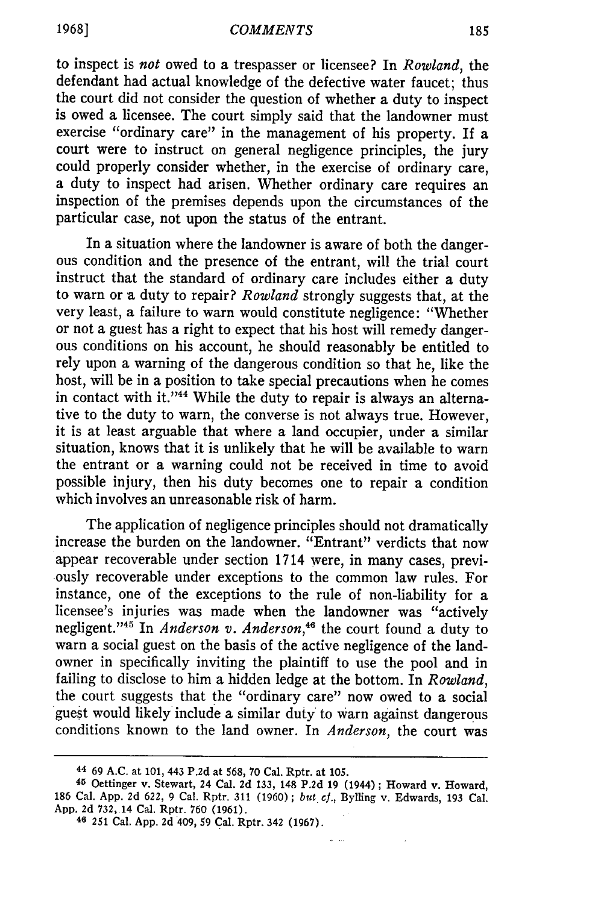to inspect is *not* owed to a trespasser or licensee? In *Rowland*, the defendant had actual knowledge of the defective water faucet; thus the court did not consider the question of whether a duty to inspect is owed a licensee. The court simply said that the landowner must exercise "ordinary care" in the management of his property. If a court were to instruct on general negligence principles, the jury could properly consider whether, in the exercise of ordinary care, a duty to inspect had arisen. Whether ordinary care requires an inspection of the premises depends upon the circumstances of the particular case, not upon the status of the entrant.

In a situation where the landowner is aware of both the dangerous condition and the presence of the entrant, will the trial court instruct that the standard of ordinary care includes either a duty to warn or a duty to repair? *Rowland* strongly suggests that, at the very least, a failure to warn would constitute negligence: "Whether or not a guest has a right to expect that his host will remedy dangerous conditions on his account, he should reasonably be entitled to rely upon a warning of the dangerous condition so that he, like the host, will be in a position to take special precautions when he comes in contact with it."[44] While the duty to repair is always an alternative to the duty to warn, the converse is not always true. However, it is at least arguable that where a land occupier, under a similar situation, knows that it is unlikely that he will be available to warn the entrant or a warning could not be received in time to avoid possible injury, then his duty becomes one to repair a condition which involves an unreasonable risk of harm.

The application of negligence principles should not dramatically increase the burden on the landowner. "Entrant" verdicts that now appear recoverable under section 1714 were, in many cases, previously recoverable under exceptions to the common law rules. For instance, one of the exceptions to the rule of non-liability for a licensee's injuries was made when the landowner was "actively negligent."[45] In *Anderson v. Anderson*,[46] the court found a duty to warn a social guest on the basis of the active negligence of the landowner in specifically inviting the plaintiff to use the pool and in failing to disclose to him a hidden ledge at the bottom. In *Rowland*, the court suggests that the "ordinary care" now owed to a social guest would likely include a similar duty to warn against dangerous conditions known to the land owner. In *Anderson*, the court was

---

[44] 69 A.C. at 101, 443 P.2d at 568, 70 Cal. Rptr. at 105.

[45] Oettinger v. Stewart, 24 Cal. 2d 133, 148 P.2d 19 (1944); Howard v. Howard, 186 Cal. App. 2d 622, 9 Cal. Rptr. 311 (1960); *but cf.*, Bylling v. Edwards, 193 Cal. App. 2d 732, 14 Cal. Rptr. 760 (1961).

[46] 251 Cal. App. 2d 409, 59 Cal. Rptr. 342 (1967).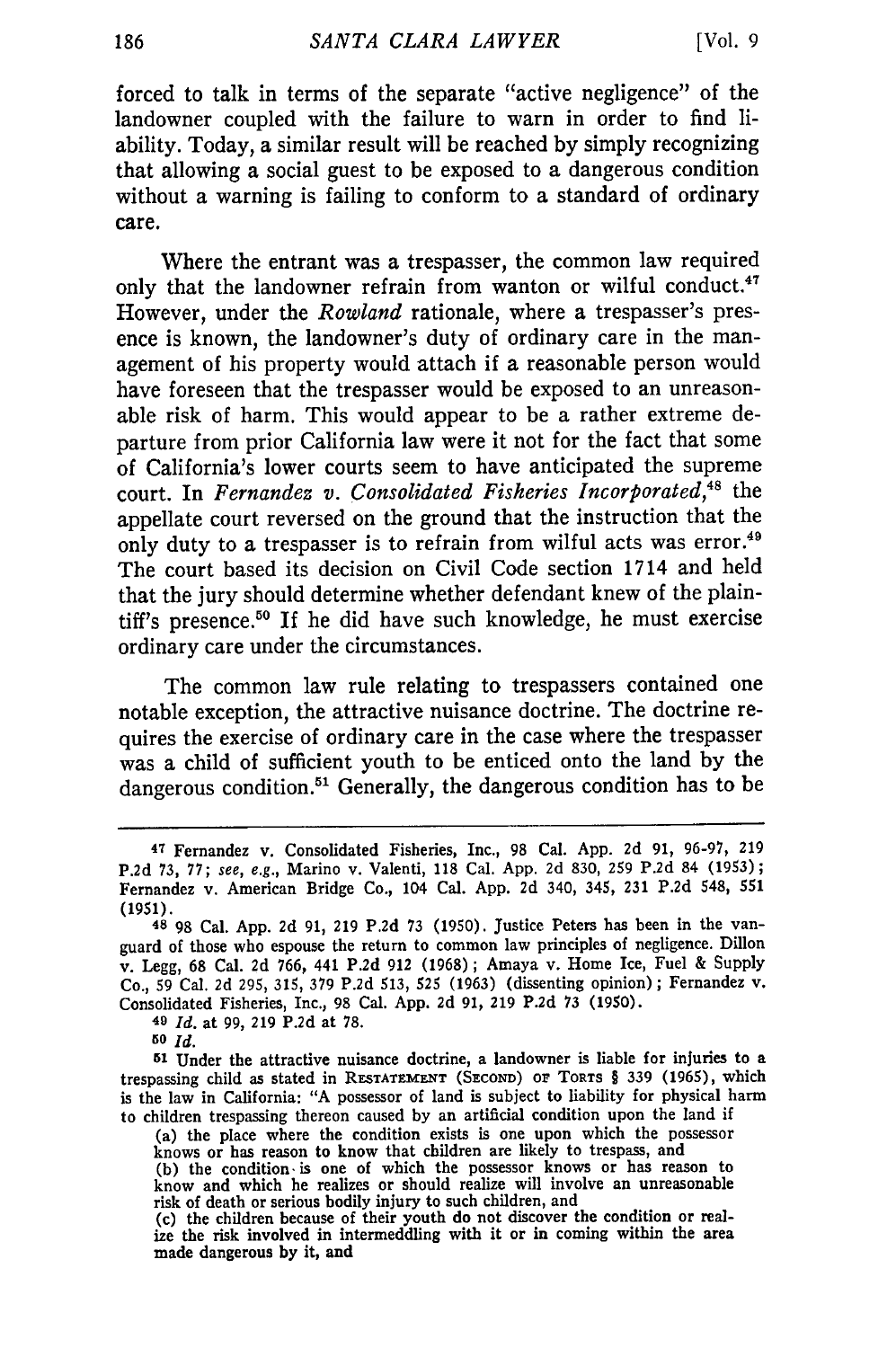forced to talk in terms of the separate "active negligence" of the landowner coupled with the failure to warn in order to find liability. Today, a similar result will be reached by simply recognizing that allowing a social guest to be exposed to a dangerous condition without a warning is failing to conform to a standard of ordinary care.

Where the entrant was a trespasser, the common law required only that the landowner refrain from wanton or wilful conduct.[47] However, under the *Rowland* rationale, where a trespasser's presence is known, the landowner's duty of ordinary care in the management of his property would attach if a reasonable person would have foreseen that the trespasser would be exposed to an unreasonable risk of harm. This would appear to be a rather extreme departure from prior California law were it not for the fact that some of California's lower courts seem to have anticipated the supreme court. In *Fernandez v. Consolidated Fisheries Incorporated*,[48] the appellate court reversed on the ground that the instruction that the only duty to a trespasser is to refrain from wilful acts was error.[49] The court based its decision on Civil Code section 1714 and held that the jury should determine whether defendant knew of the plaintiff's presence.[50] If he did have such knowledge, he must exercise ordinary care under the circumstances.

The common law rule relating to trespassers contained one notable exception, the attractive nuisance doctrine. The doctrine requires the exercise of ordinary care in the case where the trespasser was a child of sufficient youth to be enticed onto the land by the dangerous condition.[51] Generally, the dangerous condition has to be

---

[47] Fernandez v. Consolidated Fisheries, Inc., 98 Cal. App. 2d 91, 96-97, 219 P.2d 73, 77; *see, e.g.*, Marino v. Valenti, 118 Cal. App. 2d 830, 259 P.2d 84 (1953); Fernandez v. American Bridge Co., 104 Cal. App. 2d 340, 345, 231 P.2d 548, 551 (1951).

[48] 98 Cal. App. 2d 91, 219 P.2d 73 (1950). Justice Peters has been in the vanguard of those who espouse the return to common law principles of negligence. Dillon v. Legg, 68 Cal. 2d 766, 441 P.2d 912 (1968); Amaya v. Home Ice, Fuel & Supply Co., 59 Cal. 2d 295, 315, 379 P.2d 513, 525 (1963) (dissenting opinion); Fernandez v. Consolidated Fisheries, Inc., 98 Cal. App. 2d 91, 219 P.2d 73 (1950).

[49] *Id.* at 99, 219 P.2d at 78.

[50] *Id.*

[51] Under the attractive nuisance doctrine, a landowner is liable for injuries to a trespassing child as stated in RESTATEMENT (SECOND) OF TORTS § 339 (1965), which is the law in California: "A possessor of land is subject to liability for physical harm to children trespassing thereon caused by an artificial condition upon the land if

(a) the place where the condition exists is one upon which the possessor knows or has reason to know that children are likely to trespass, and
(b) the condition is one of which the possessor knows or has reason to know and which he realizes or should realize will involve an unreasonable risk of death or serious bodily injury to such children, and
(c) the children because of their youth do not discover the condition or realize the risk involved in intermeddling with it or in coming within the area made dangerous by it, and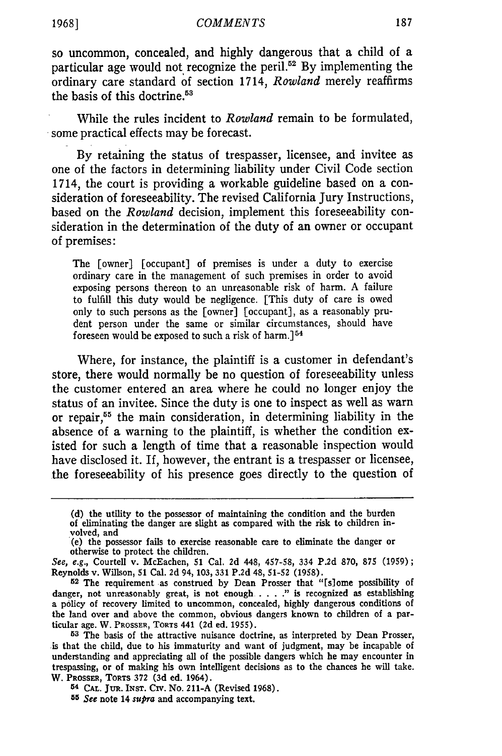so uncommon, concealed, and highly dangerous that a child of a particular age would not recognize the peril.[52] By implementing the ordinary care standard of section 1714, *Rowland* merely reaffirms the basis of this doctrine.[53]

While the rules incident to *Rowland* remain to be formulated, some practical effects may be forecast.

By retaining the status of trespasser, licensee, and invitee as one of the factors in determining liability under Civil Code section 1714, the court is providing a workable guideline based on a consideration of foreseeability. The revised California Jury Instructions, based on the *Rowland* decision, implement this foreseeability consideration in the determination of the duty of an owner or occupant of premises:

> The [owner] [occupant] of premises is under a duty to exercise ordinary care in the management of such premises in order to avoid exposing persons thereon to an unreasonable risk of harm. A failure to fulfill this duty would be negligence. [This duty of care is owed only to such persons as the [owner] [occupant], as a reasonably prudent person under the same or similar circumstances, should have foreseen would be exposed to such a risk of harm.][54]

Where, for instance, the plaintiff is a customer in defendant's store, there would normally be no question of foreseeability unless the customer entered an area where he could no longer enjoy the status of an invitee. Since the duty is one to inspect as well as warn or repair,[55] the main consideration, in determining liability in the absence of a warning to the plaintiff, is whether the condition existed for such a length of time that a reasonable inspection would have disclosed it. If, however, the entrant is a trespasser or licensee, the foreseeability of his presence goes directly to the question of

---

(d) the utility to the possessor of maintaining the condition and the burden of eliminating the danger are slight as compared with the risk to children involved, and

(e) the possessor fails to exercise reasonable care to eliminate the danger or otherwise to protect the children.

*See, e.g.*, Courtell v. McEachen, 51 Cal. 2d 448, 457-58, 334 P.2d 870, 875 (1959); Reynolds v. Willson, 51 Cal. 2d 94, 103, 331 P.2d 48, 51-52 (1958).

[52] The requirement as construed by Dean Prosser that "[s]ome possibility of danger, not unreasonably great, is not enough . . . ." is recognized as establishing a policy of recovery limited to uncommon, concealed, highly dangerous conditions of the land over and above the common, obvious dangers known to children of a particular age. W. PROSSER, TORTS 441 (2d ed. 1955).

[53] The basis of the attractive nuisance doctrine, as interpreted by Dean Prosser, is that the child, due to his immaturity and want of judgment, may be incapable of understanding and appreciating all of the possible dangers which he may encounter in trespassing, or of making his own intelligent decisions as to the chances he will take. W. PROSSER, TORTS 372 (3d ed. 1964).

[54] CAL. JUR. INST. CIV. No. 211-A (Revised 1968).

[55] *See* note 14 *supra* and accompanying text.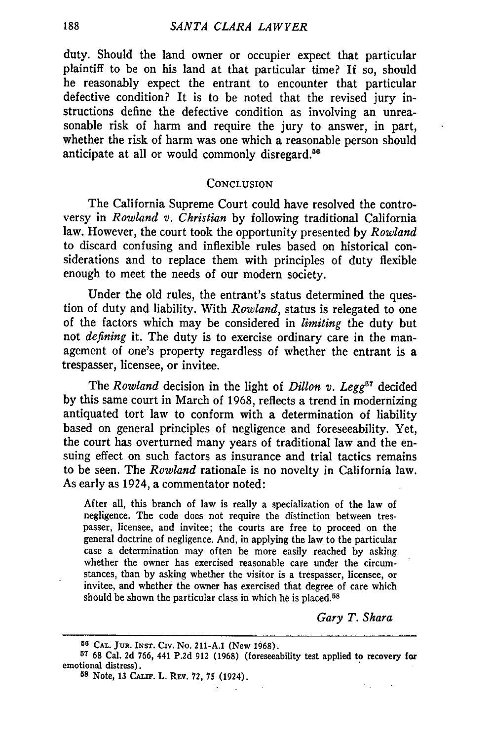duty. Should the land owner or occupier expect that particular plaintiff to be on his land at that particular time? If so, should he reasonably expect the entrant to encounter that particular defective condition? It is to be noted that the revised jury instructions define the defective condition as involving an unreasonable risk of harm and require the jury to answer, in part, whether the risk of harm was one which a reasonable person should anticipate at all or would commonly disregard.[56]

## CONCLUSION

The California Supreme Court could have resolved the controversy in *Rowland v. Christian* by following traditional California law. However, the court took the opportunity presented by *Rowland* to discard confusing and inflexible rules based on historical considerations and to replace them with principles of duty flexible enough to meet the needs of our modern society.

Under the old rules, the entrant's status determined the question of duty and liability. With *Rowland*, status is relegated to one of the factors which may be considered in *limiting* the duty but not *defining* it. The duty is to exercise ordinary care in the management of one's property regardless of whether the entrant is a trespasser, licensee, or invitee.

The *Rowland* decision in the light of *Dillon v. Legg*[57] decided by this same court in March of 1968, reflects a trend in modernizing antiquated tort law to conform with a determination of liability based on general principles of negligence and foreseeability. Yet, the court has overturned many years of traditional law and the ensuing effect on such factors as insurance and trial tactics remains to be seen. The *Rowland* rationale is no novelty in California law. As early as 1924, a commentator noted:

> After all, this branch of law is really a specialization of the law of negligence. The code does not require the distinction between trespasser, licensee, and invitee; the courts are free to proceed on the general doctrine of negligence. And, in applying the law to the particular case a determination may often be more easily reached by asking whether the owner has exercised reasonable care under the circumstances, than by asking whether the visitor is a trespasser, licensee, or invitee, and whether the owner has exercised that degree of care which should be shown the particular class in which he is placed.[58]

*Gary T. Shara*

---

[56] CAL. JUR. INST. CIV. No. 211-A.1 (New 1968).

[57] 68 Cal. 2d 766, 441 P.2d 912 (1968) (foreseeability test applied to recovery for emotional distress).

[58] Note, 13 CALIF. L. REV. 72, 75 (1924).